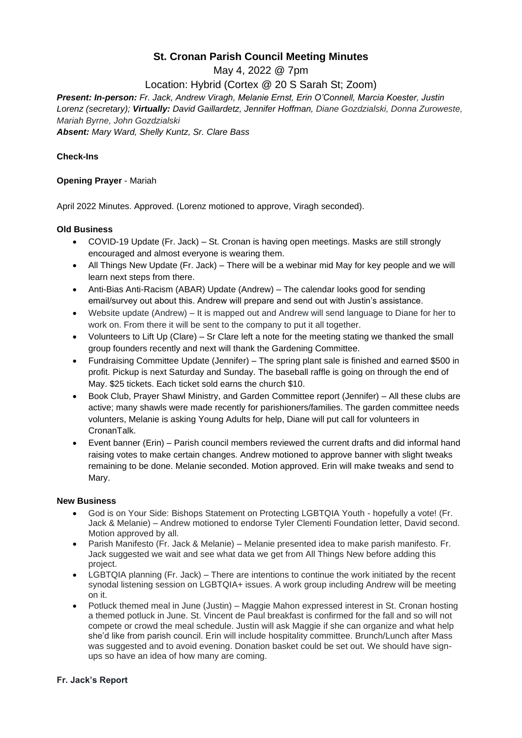# St. Cronan Parish Council Meeting Minutes

May 4, 2022 @ 7pm

Location: Hybrid (Cortex @ 20 S Sarah St; Zoom)

***Present: In-person:** Fr. Jack, Andrew Viragh, Melanie Ernst, Erin O'Connell, Marcia Koester, Justin Lorenz (secretary); **Virtually:** David Gaillardetz, Jennifer Hoffman, Diane Gozdzialski, Donna Zuroweste, Mariah Byrne, John Gozdzialski*

***Absent:** Mary Ward, Shelly Kuntz, Sr. Clare Bass*

**Check-Ins**

**Opening Prayer** - Mariah

April 2022 Minutes. Approved. (Lorenz motioned to approve, Viragh seconded).

**Old Business**

- COVID-19 Update (Fr. Jack) – St. Cronan is having open meetings. Masks are still strongly encouraged and almost everyone is wearing them.
- All Things New Update (Fr. Jack) – There will be a webinar mid May for key people and we will learn next steps from there.
- Anti-Bias Anti-Racism (ABAR) Update (Andrew) – The calendar looks good for sending email/survey out about this. Andrew will prepare and send out with Justin's assistance.
- Website update (Andrew) – It is mapped out and Andrew will send language to Diane for her to work on. From there it will be sent to the company to put it all together.
- Volunteers to Lift Up (Clare) – Sr Clare left a note for the meeting stating we thanked the small group founders recently and next will thank the Gardening Committee.
- Fundraising Committee Update (Jennifer) – The spring plant sale is finished and earned $500 in profit. Pickup is next Saturday and Sunday. The baseball raffle is going on through the end of May. $25 tickets. Each ticket sold earns the church $10.
- Book Club, Prayer Shawl Ministry, and Garden Committee report (Jennifer) – All these clubs are active; many shawls were made recently for parishioners/families. The garden committee needs volunteers, Melanie is asking Young Adults for help, Diane will put call for volunteers in CronanTalk.
- Event banner (Erin) – Parish council members reviewed the current drafts and did informal hand raising votes to make certain changes. Andrew motioned to approve banner with slight tweaks remaining to be done. Melanie seconded. Motion approved. Erin will make tweaks and send to Mary.

**New Business**

- God is on Your Side: Bishops Statement on Protecting LGBTQIA Youth - hopefully a vote! (Fr. Jack & Melanie) – Andrew motioned to endorse Tyler Clementi Foundation letter, David second. Motion approved by all.
- Parish Manifesto (Fr. Jack & Melanie) – Melanie presented idea to make parish manifesto. Fr. Jack suggested we wait and see what data we get from All Things New before adding this project.
- LGBTQIA planning (Fr. Jack) – There are intentions to continue the work initiated by the recent synodal listening session on LGBTQIA+ issues. A work group including Andrew will be meeting on it.
- Potluck themed meal in June (Justin) – Maggie Mahon expressed interest in St. Cronan hosting a themed potluck in June. St. Vincent de Paul breakfast is confirmed for the fall and so will not compete or crowd the meal schedule. Justin will ask Maggie if she can organize and what help she'd like from parish council. Erin will include hospitality committee. Brunch/Lunch after Mass was suggested and to avoid evening. Donation basket could be set out. We should have sign-ups so have an idea of how many are coming.

**Fr. Jack's Report**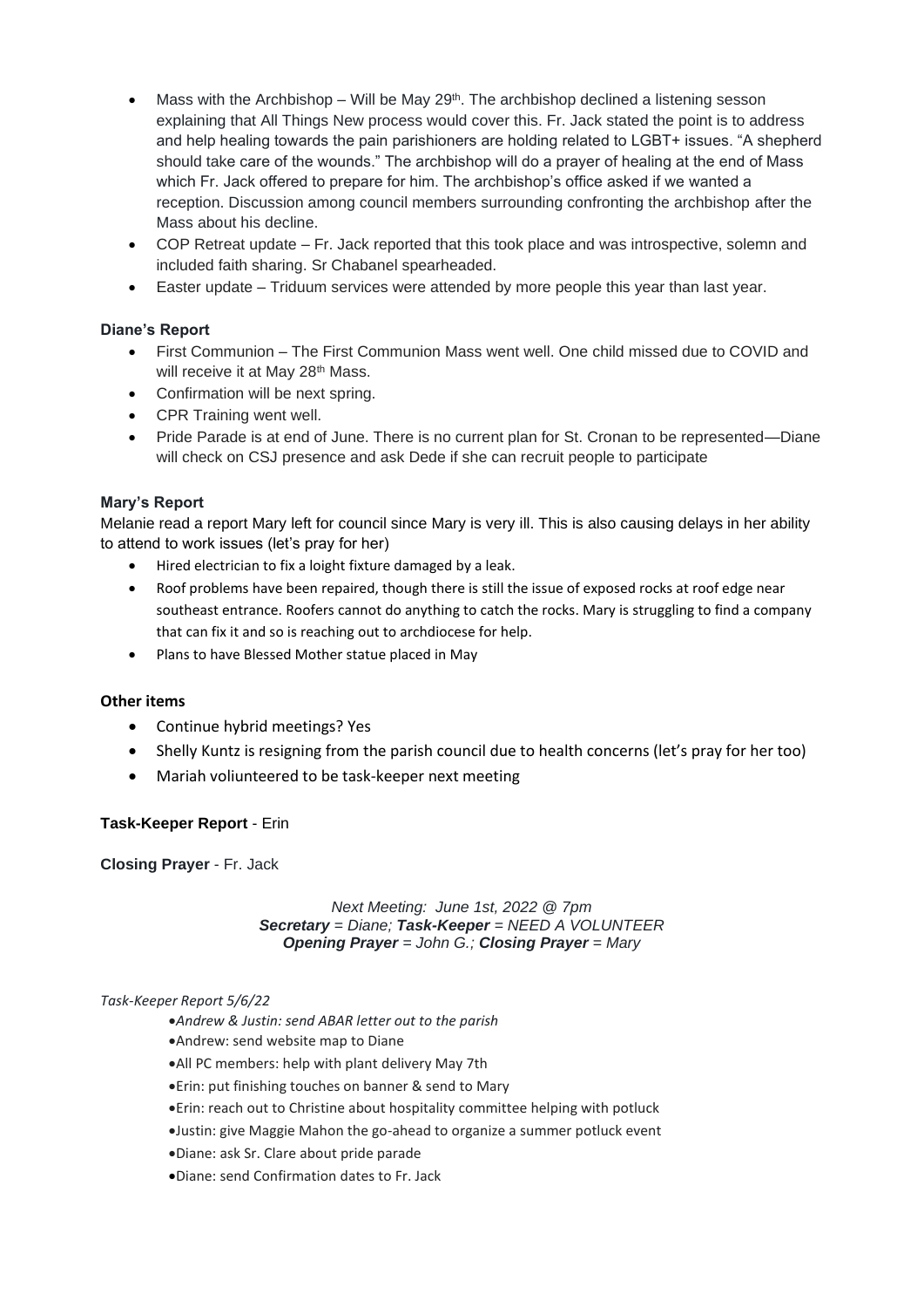- Mass with the Archbishop – Will be May 29th. The archbishop declined a listening sesson explaining that All Things New process would cover this. Fr. Jack stated the point is to address and help healing towards the pain parishioners are holding related to LGBT+ issues. "A shepherd should take care of the wounds." The archbishop will do a prayer of healing at the end of Mass which Fr. Jack offered to prepare for him. The archbishop's office asked if we wanted a reception. Discussion among council members surrounding confronting the archbishop after the Mass about his decline.
- COP Retreat update – Fr. Jack reported that this took place and was introspective, solemn and included faith sharing. Sr Chabanel spearheaded.
- Easter update – Triduum services were attended by more people this year than last year.

**Diane's Report**

- First Communion – The First Communion Mass went well. One child missed due to COVID and will receive it at May 28th Mass.
- Confirmation will be next spring.
- CPR Training went well.
- Pride Parade is at end of June. There is no current plan for St. Cronan to be represented—Diane will check on CSJ presence and ask Dede if she can recruit people to participate

**Mary's Report**

Melanie read a report Mary left for council since Mary is very ill. This is also causing delays in her ability to attend to work issues (let's pray for her)

- Hired electrician to fix a loight fixture damaged by a leak.
- Roof problems have been repaired, though there is still the issue of exposed rocks at roof edge near southeast entrance. Roofers cannot do anything to catch the rocks. Mary is struggling to find a company that can fix it and so is reaching out to archdiocese for help.
- Plans to have Blessed Mother statue placed in May

**Other items**

- Continue hybrid meetings? Yes
- Shelly Kuntz is resigning from the parish council due to health concerns (let's pray for her too)
- Mariah voliunteered to be task-keeper next meeting

**Task-Keeper Report** - Erin

**Closing Prayer** - Fr. Jack

*Next Meeting: June 1st, 2022 @ 7pm*
***Secretary** = Diane; **Task-Keeper** = NEED A VOLUNTEER*
***Opening Prayer** = John G.; **Closing Prayer** = Mary*

*Task-Keeper Report 5/6/22*

- *Andrew & Justin: send ABAR letter out to the parish*
- Andrew: send website map to Diane
- All PC members: help with plant delivery May 7th
- Erin: put finishing touches on banner & send to Mary
- Erin: reach out to Christine about hospitality committee helping with potluck
- Justin: give Maggie Mahon the go-ahead to organize a summer potluck event
- Diane: ask Sr. Clare about pride parade
- Diane: send Confirmation dates to Fr. Jack